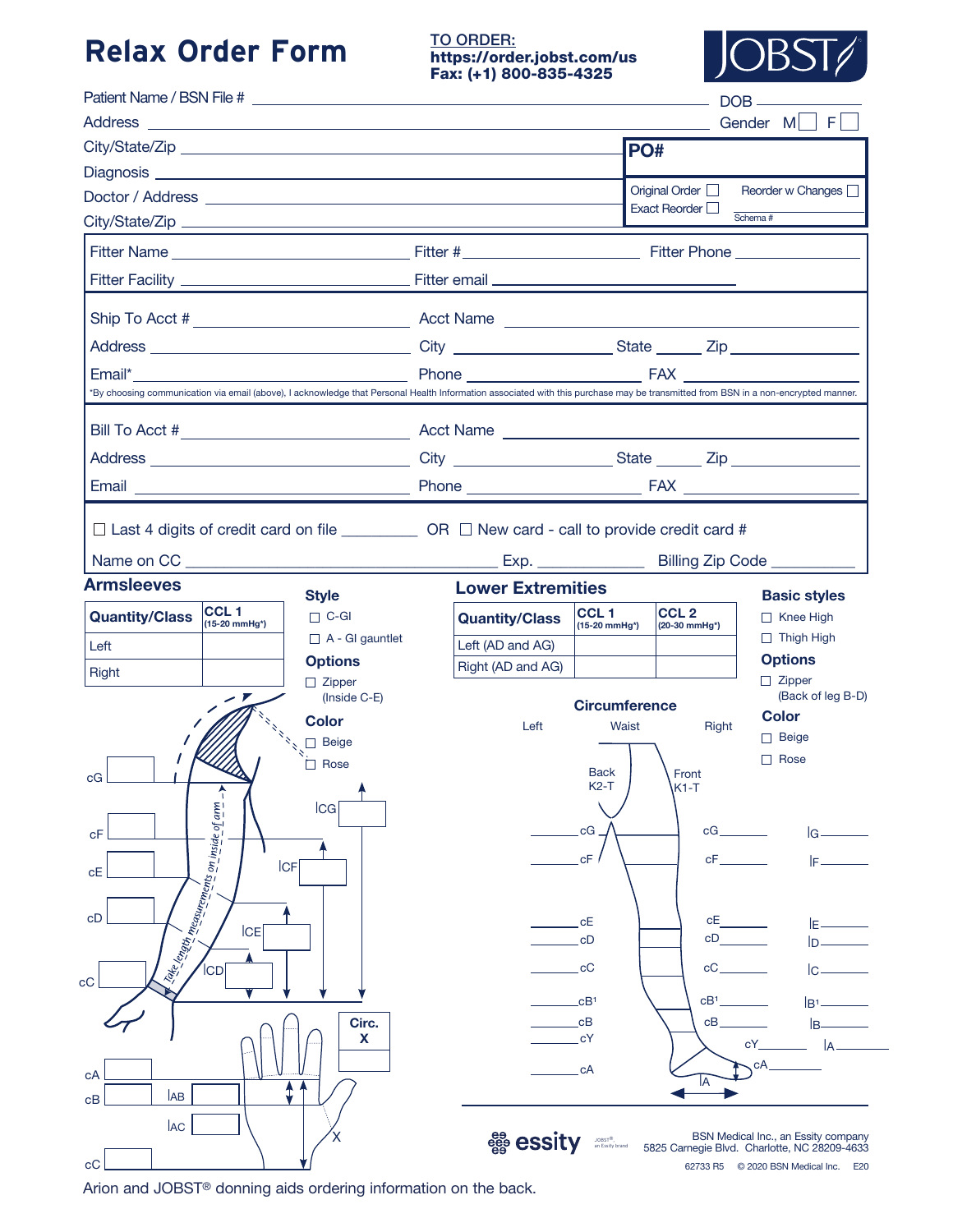# Relax Order Form

**TO ORDER:**
**https://order.jobst.com/us**
**Fax: (+1) 800-835-4325**

JOBST

Patient Name / BSN File # ____________________ DOB ________

Address ____________________ Gender M ☐ F ☐

City/State/Zip ____________________

Diagnosis ____________________

Doctor / Address ____________________

City/State/Zip ____________________

**PO#**

Original Order ☐ Reorder w Changes ☐
Exact Reorder ☐ Schema # ________

Fitter Name ________ Fitter # ________ Fitter Phone ________

Fitter Facility ________ Fitter email ________

Ship To Acct # ________ Acct Name ________

Address ________ City ________ State ____ Zip ________

Email* ________ Phone ________ FAX ________

*By choosing communication via email (above), I acknowledge that Personal Health Information associated with this purchase may be transmitted from BSN in a non-encrypted manner.

Bill To Acct # ________ Acct Name ________

Address ________ City ________ State ____ Zip ________

Email ________ Phone ________ FAX ________

☐ Last 4 digits of credit card on file ________ OR ☐ New card - call to provide credit card #

Name on CC ________ Exp. ________ Billing Zip Code ________

## Armsleeves

| Quantity/Class | CCL 1 (15-20 mmHg*) |
|---|---|
| Left | |
| Right | |

**Style**
- ☐ C-GI
- ☐ A - GI gauntlet

**Options**
- ☐ Zipper (Inside C-E)

**Color**
- ☐ Beige
- ☐ Rose

Circumference: cG ____ cF ____ cE ____ cD ____ cC ____ cA ____ cB ____ cC ____

Length: lCG ____ lCF ____ lCE ____ lCD ____ lAB ____ lAC ____

Circ. X ____

Take length measurements on inside of arm

## Lower Extremities

| Quantity/Class | CCL 1 (15-20 mmHg*) | CCL 2 (20-30 mmHg*) |
|---|---|---|
| Left (AD and AG) | | |
| Right (AD and AG) | | |

**Basic styles**
- ☐ Knee High
- ☐ Thigh High

**Options**
- ☐ Zipper (Back of leg B-D)

**Color**
- ☐ Beige
- ☐ Rose

**Circumference**

Waist — Back K2-T, Front K1-T

| Left | | Right | Length |
|---|---|---|---|
| ____ | cG | ____ | lG ____ |
| ____ | cF | ____ | lF ____ |
| ____ | cE | ____ | lE ____ |
| ____ | cD | ____ | lD ____ |
| ____ | cC | ____ | lC ____ |
| ____ | cB¹ | ____ | lB¹ ____ |
| ____ | cB | ____ | lB ____ |
| ____ | cY | ____ | lA ____ |
| ____ | cA | ____ | |

essity — JOBST® an Essity brand

BSN Medical Inc., an Essity company
5825 Carnegie Blvd. Charlotte, NC 28209-4633

62733 R5 © 2020 BSN Medical Inc. E20

Arion and JOBST® donning aids ordering information on the back.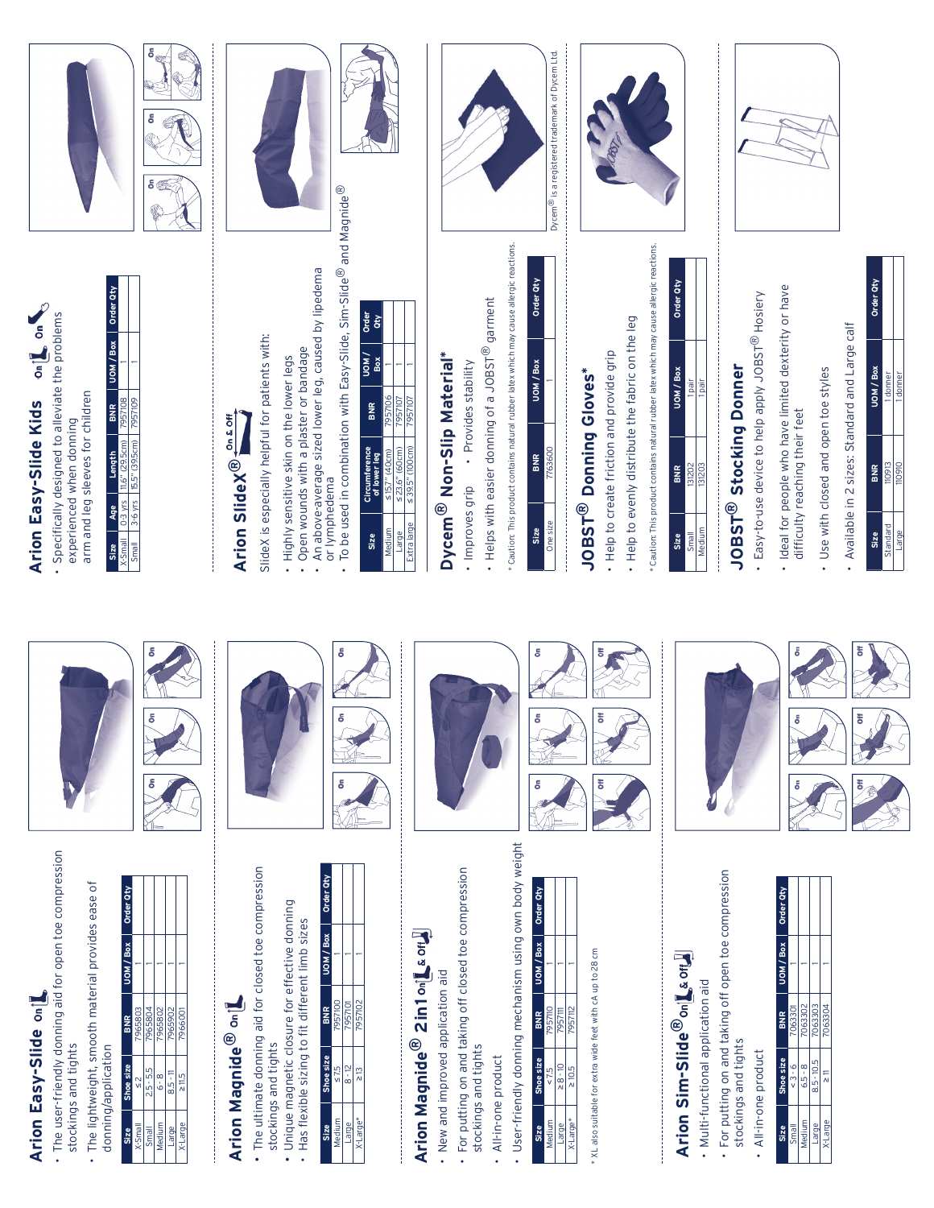## Arion Easy-Slide On

- The user-friendly donning aid for open toe compression stockings and tights
- The lightweight, smooth material provides ease of donning/application

| Size | Shoe size | BNR | UOM / Box | Order Qty |
|---|---|---|---|---|
| X-Small | ≤ 2 | 7965803 | 1 | |
| Small | 2.5 - 5.5 | 7965804 | 1 | |
| Medium | 6 - 8 | 7965802 | 1 | |
| Large | 8.5 - 11 | 7965902 | 1 | |
| X-Large | ≥ 11.5 | 7966001 | 1 | |

## Arion Magnide® On

- The ultimate donning aid for closed toe compression stockings and tights
- Unique magnetic closure for effective donning
- Has flexible sizing to fit different limb sizes

| Size | Shoe size | BNR | UOM / Box | Order Qty |
|---|---|---|---|---|
| Medium | ≤ 7.5 | 7957100 | 1 | |
| Large | 8 - 12 | 7957101 | 1 | |
| X-Large* | ≥ 13 | 7957102 | 1 | |

## Arion Magnide® 2in1 On & Off

- New and improved application aid
- For putting on and taking off closed toe compression stockings and tights
- All-in-one product
- User-friendly donning mechanism using own body weight

| Size | Shoe size | BNR | UOM / Box | Order Qty |
|---|---|---|---|---|
| Medium | < 7.5 | 7957110 | 1 | |
| Large | ≥ 8 - 10 | 7957111 | 1 | |
| X-Large* | ≥ 10.5 | 7957112 | 1 | |

* XL also suitable for extra wide feet with cA up to 28 cm

## Arion Sim-Slide® On & Off

- Multi-functional application aid
- For putting on and taking off open toe compression stockings and tights
- All-in-one product

| Size | Shoe size | BNR | UOM / Box | Order Qty |
|---|---|---|---|---|
| Small | < 3 - 6 | 7063301 | 1 | |
| Medium | 6.5 - 8 | 7063302 | 1 | |
| Large | 8.5 - 10.5 | 7063303 | 1 | |
| X-Large | ≥ 11 | 7063304 | 1 | |

## Arion Easy-Slide Kids On On

- Specifically designed to alleviate the problems experienced when donning arm and leg sleeves for children

| Size | Age | Length | BNR | UOM / Box | Order Qty |
|---|---|---|---|---|---|
| X-Small | 0-3 yrs | 11.6" (29.5cm) | 7957108 | 1 | |
| Small | 3-6 yrs | 15.5" (39.5cm) | 7957109 | 1 | |

## Arion SlideX® On & Off

SlideX is especially helpful for patients with:

- Highly sensitive skin on the lower legs
- Open wounds with a plaster or bandage
- An above-average sized lower leg, caused by lipedema or lymphedema
- To be used in combination with Easy-Slide, Sim-Slide® and Magnide®

| Size | Circumference of lower leg | BNR | UOM / Box | Order Qty |
|---|---|---|---|---|
| Medium | ≤ 15.7" (40cm) | 7957106 | 1 | |
| Large | ≤ 23.6" (60cm) | 7957107 | 1 | |
| Extra large | ≤ 39.5" (100cm) | 7957107 | 1 | |

## Dycem® Non-Slip Material*

- Improves grip
- Provides stability
- Helps with easier donning of a JOBST® garment

* Caution: This product contains natural rubber latex which may cause allergic reactions.

| Size | BNR | UOM / Box | Order Qty |
|---|---|---|---|
| One size | 7763600 | 1 | |

Dycem® is a registered trademark of Dycem Ltd.

## JOBST® Donning Gloves*

- Help to create friction and provide grip
- Help to evenly distribute the fabric on the leg

* Caution: This product contains natural rubber latex which may cause allergic reactions.

| Size | BNR | UOM / Box | Order Qty |
|---|---|---|---|
| Small | 131202 | 1 pair | |
| Medium | 131203 | 1 pair | |

## JOBST® Stocking Donner

- Easy-to-use device to help apply JOBST® Hosiery
- Ideal for people who have limited dexterity or have difficulty reaching their feet
- Use with closed and open toe styles
- Available in 2 sizes: Standard and Large calf

| Size | BNR | UOM / Box | Order Qty |
|---|---|---|---|
| Standard | 110913 | 1 donner | |
| Large | 110910 | 1 donner | |